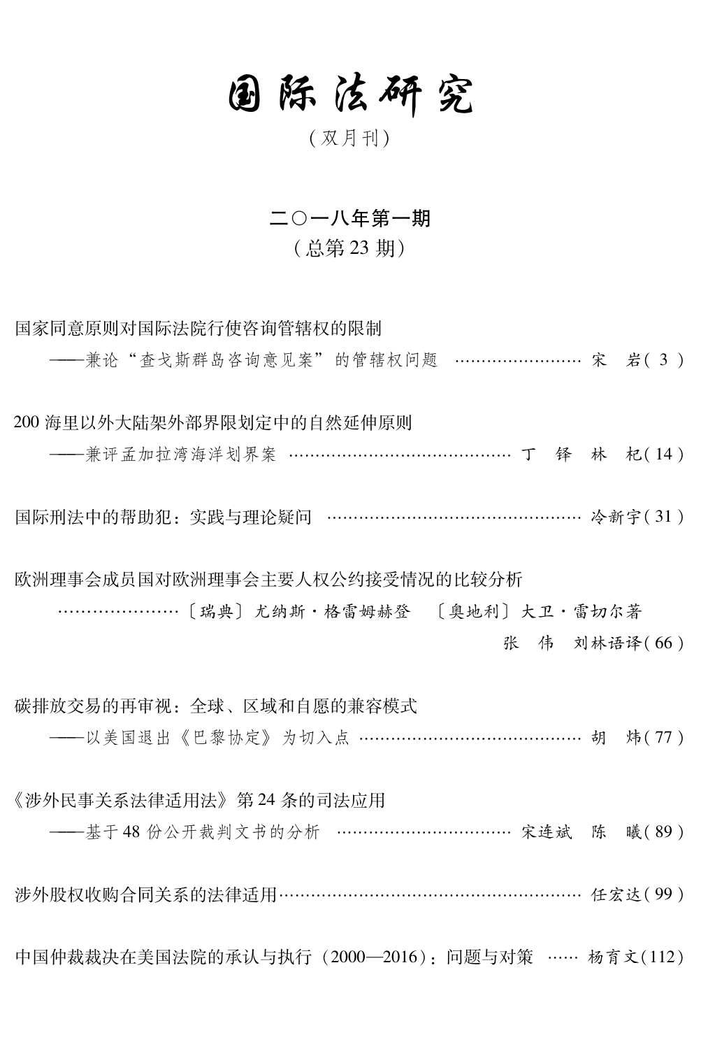# 国际法研究

（双月刊）

## 二〇一八年第一期

（总第 23 期）

国家同意原则对国际法院行使咨询管辖权的限制
——兼论“查戈斯群岛咨询意见案”的管辖权问题 …………………… 宋　岩（3）

200 海里以外大陆架外部界限划定中的自然延伸原则
——兼评孟加拉湾海洋划界案 …………………………………… 丁　铎　林　杞（14）

国际刑法中的帮助犯：实践与理论疑问 ………………………………………… 冷新宇（31）

欧洲理事会成员国对欧洲理事会主要人权公约接受情况的比较分析
…………………〔瑞典〕尤纳斯·格雷姆赫登　〔奥地利〕大卫·雷切尔著
张　伟　刘林语译（66）

碳排放交易的再审视：全球、区域和自愿的兼容模式
——以美国退出《巴黎协定》为切入点 …………………………………… 胡　炜（77）

《涉外民事关系法律适用法》第 24 条的司法应用
——基于 48 份公开裁判文书的分析 ……………………………… 宋连斌　陈　曦（89）

涉外股权收购合同关系的法律适用……………………………………………… 任宏达（99）

中国仲裁裁决在美国法院的承认与执行（2000—2016）：问题与对策 …… 杨育文（112）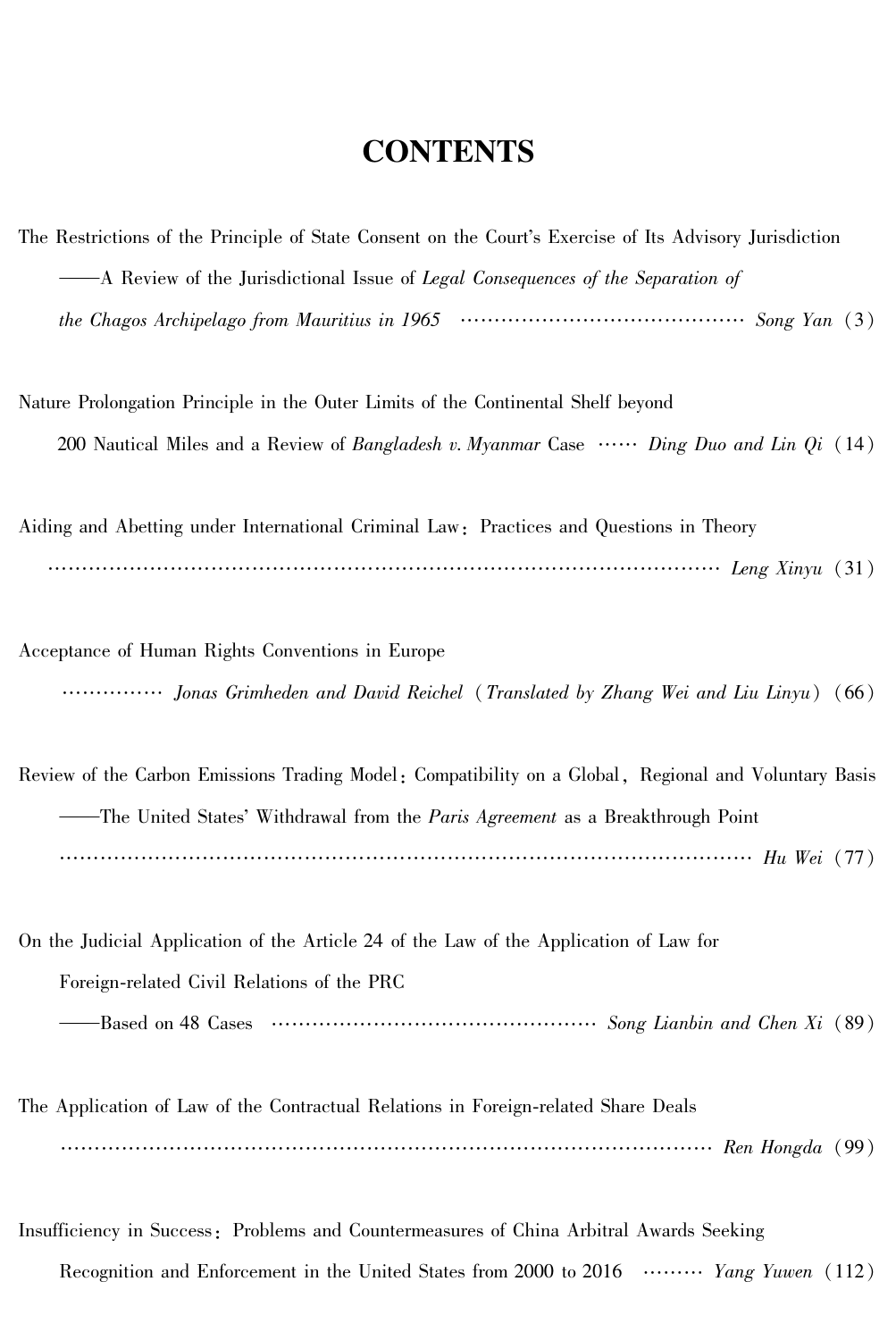# CONTENTS

The Restrictions of the Principle of State Consent on the Court's Exercise of Its Advisory Jurisdiction
——A Review of the Jurisdictional Issue of *Legal Consequences of the Separation of the Chagos Archipelago from Mauritius in 1965* …………………………………… *Song Yan* (3)

Nature Prolongation Principle in the Outer Limits of the Continental Shelf beyond 200 Nautical Miles and a Review of *Bangladesh v. Myanmar* Case …… *Ding Duo and Lin Qi* (14)

Aiding and Abetting under International Criminal Law：Practices and Questions in Theory
……………………………………………………………………………………… *Leng Xinyu* (31)

Acceptance of Human Rights Conventions in Europe
…………… *Jonas Grimheden and David Reichel* (*Translated by Zhang Wei and Liu Linyu*) (66)

Review of the Carbon Emissions Trading Model：Compatibility on a Global，Regional and Voluntary Basis
——The United States' Withdrawal from the *Paris Agreement* as a Breakthrough Point
………………………………………………………………………………………… *Hu Wei* (77)

On the Judicial Application of the Article 24 of the Law of the Application of Law for Foreign-related Civil Relations of the PRC
——Based on 48 Cases …………………………………………… *Song Lianbin and Chen Xi* (89)

The Application of Law of the Contractual Relations in Foreign-related Share Deals
……………………………………………………………………………………… *Ren Hongda* (99)

Insufficiency in Success：Problems and Countermeasures of China Arbitral Awards Seeking Recognition and Enforcement in the United States from 2000 to 2016 ……… *Yang Yuwen* (112)